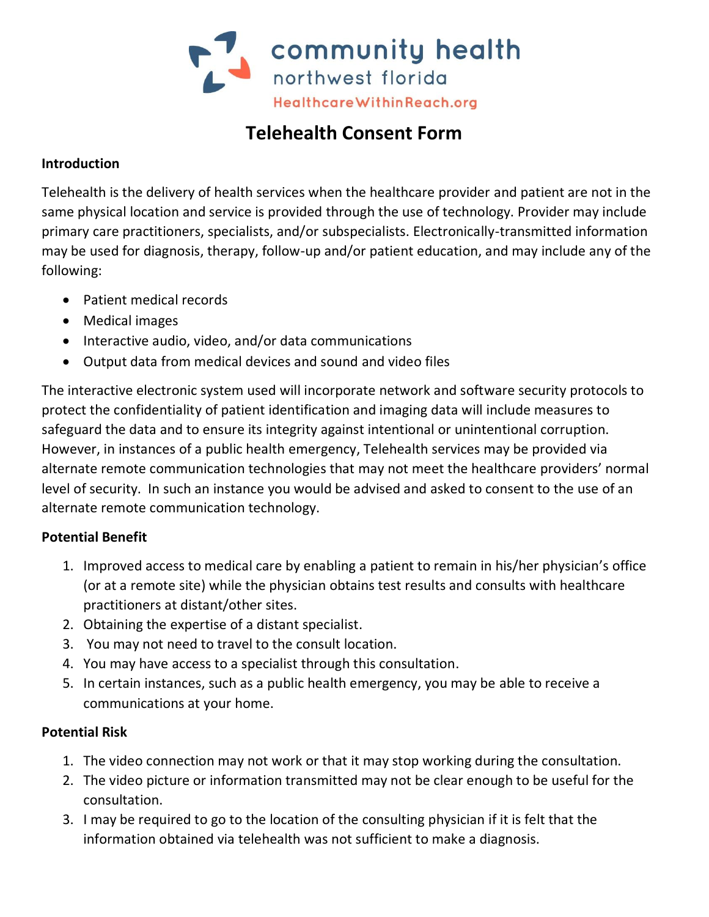community health
northwest florida
HealthcareWithinReach.org

# Telehealth Consent Form

**Introduction**

Telehealth is the delivery of health services when the healthcare provider and patient are not in the same physical location and service is provided through the use of technology. Provider may include primary care practitioners, specialists, and/or subspecialists. Electronically-transmitted information may be used for diagnosis, therapy, follow-up and/or patient education, and may include any of the following:

- Patient medical records
- Medical images
- Interactive audio, video, and/or data communications
- Output data from medical devices and sound and video files

The interactive electronic system used will incorporate network and software security protocols to protect the confidentiality of patient identification and imaging data will include measures to safeguard the data and to ensure its integrity against intentional or unintentional corruption. However, in instances of a public health emergency, Telehealth services may be provided via alternate remote communication technologies that may not meet the healthcare providers' normal level of security. In such an instance you would be advised and asked to consent to the use of an alternate remote communication technology.

**Potential Benefit**

1. Improved access to medical care by enabling a patient to remain in his/her physician's office (or at a remote site) while the physician obtains test results and consults with healthcare practitioners at distant/other sites.
2. Obtaining the expertise of a distant specialist.
3. You may not need to travel to the consult location.
4. You may have access to a specialist through this consultation.
5. In certain instances, such as a public health emergency, you may be able to receive a communications at your home.

**Potential Risk**

1. The video connection may not work or that it may stop working during the consultation.
2. The video picture or information transmitted may not be clear enough to be useful for the consultation.
3. I may be required to go to the location of the consulting physician if it is felt that the information obtained via telehealth was not sufficient to make a diagnosis.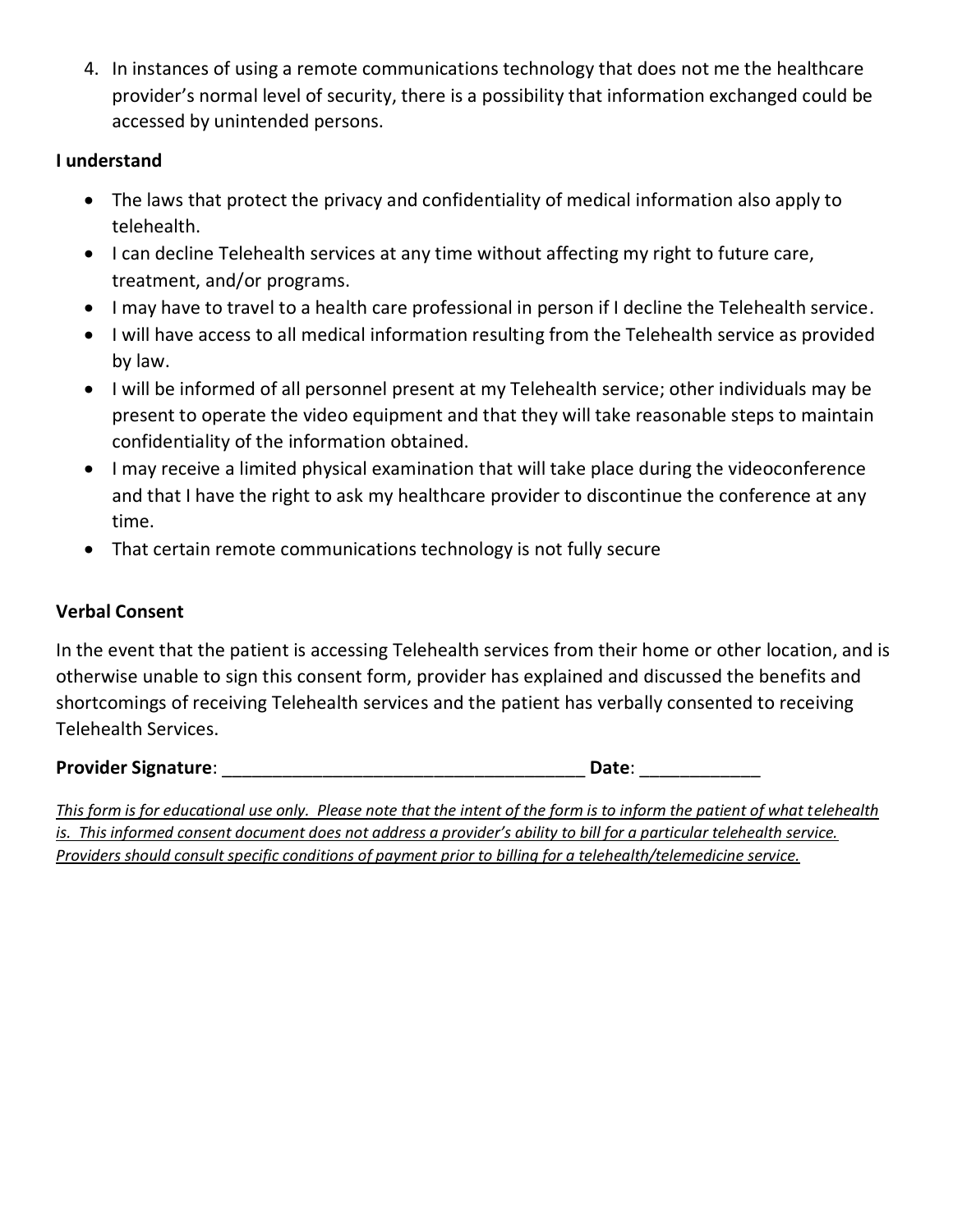4. In instances of using a remote communications technology that does not me the healthcare provider's normal level of security, there is a possibility that information exchanged could be accessed by unintended persons.

**I understand**

- The laws that protect the privacy and confidentiality of medical information also apply to telehealth.
- I can decline Telehealth services at any time without affecting my right to future care, treatment, and/or programs.
- I may have to travel to a health care professional in person if I decline the Telehealth service.
- I will have access to all medical information resulting from the Telehealth service as provided by law.
- I will be informed of all personnel present at my Telehealth service; other individuals may be present to operate the video equipment and that they will take reasonable steps to maintain confidentiality of the information obtained.
- I may receive a limited physical examination that will take place during the videoconference and that I have the right to ask my healthcare provider to discontinue the conference at any time.
- That certain remote communications technology is not fully secure

**Verbal Consent**

In the event that the patient is accessing Telehealth services from their home or other location, and is otherwise unable to sign this consent form, provider has explained and discussed the benefits and shortcomings of receiving Telehealth services and the patient has verbally consented to receiving Telehealth Services.

**Provider Signature**: ____________________________________ **Date**: ____________

*This form is for educational use only. Please note that the intent of the form is to inform the patient of what telehealth is. This informed consent document does not address a provider's ability to bill for a particular telehealth service. Providers should consult specific conditions of payment prior to billing for a telehealth/telemedicine service.*